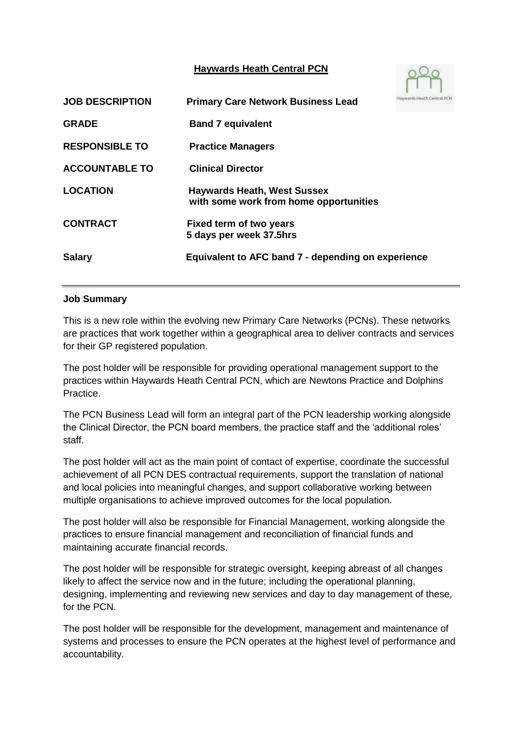**Haywards Heath Central PCN**

| | |
|---|---|
| **JOB DESCRIPTION** | **Primary Care Network Business Lead** |
| **GRADE** | **Band 7 equivalent** |
| **RESPONSIBLE TO** | **Practice Managers** |
| **ACCOUNTABLE TO** | **Clinical Director** |
| **LOCATION** | **Haywards Heath, West Sussex with some work from home opportunities** |
| **CONTRACT** | **Fixed term of two years 5 days per week 37.5hrs** |
| **Salary** | **Equivalent to AFC band 7 - depending on experience** |

---

**Job Summary**

This is a new role within the evolving new Primary Care Networks (PCNs). These networks are practices that work together within a geographical area to deliver contracts and services for their GP registered population.

The post holder will be responsible for providing operational management support to the practices within Haywards Heath Central PCN, which are Newtons Practice and Dolphins Practice.

The PCN Business Lead will form an integral part of the PCN leadership working alongside the Clinical Director, the PCN board members, the practice staff and the 'additional roles' staff.

The post holder will act as the main point of contact of expertise, coordinate the successful achievement of all PCN DES contractual requirements, support the translation of national and local policies into meaningful changes, and support collaborative working between multiple organisations to achieve improved outcomes for the local population.

The post holder will also be responsible for Financial Management, working alongside the practices to ensure financial management and reconciliation of financial funds and maintaining accurate financial records.

The post holder will be responsible for strategic oversight, keeping abreast of all changes likely to affect the service now and in the future; including the operational planning, designing, implementing and reviewing new services and day to day management of these, for the PCN.

The post holder will be responsible for the development, management and maintenance of systems and processes to ensure the PCN operates at the highest level of performance and accountability.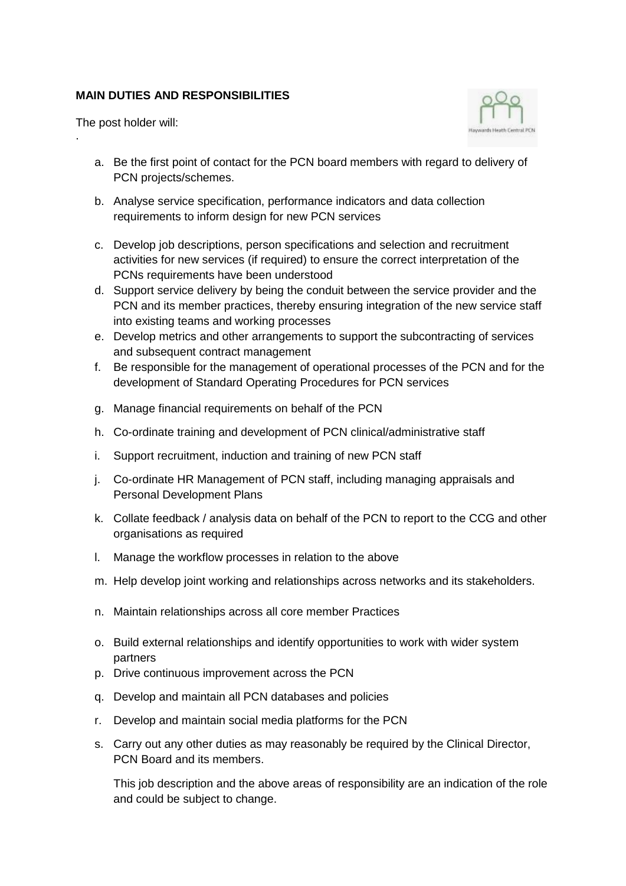**MAIN DUTIES AND RESPONSIBILITIES**

The post holder will:

a. Be the first point of contact for the PCN board members with regard to delivery of PCN projects/schemes.

b. Analyse service specification, performance indicators and data collection requirements to inform design for new PCN services

c. Develop job descriptions, person specifications and selection and recruitment activities for new services (if required) to ensure the correct interpretation of the PCNs requirements have been understood

d. Support service delivery by being the conduit between the service provider and the PCN and its member practices, thereby ensuring integration of the new service staff into existing teams and working processes

e. Develop metrics and other arrangements to support the subcontracting of services and subsequent contract management

f. Be responsible for the management of operational processes of the PCN and for the development of Standard Operating Procedures for PCN services

g. Manage financial requirements on behalf of the PCN

h. Co-ordinate training and development of PCN clinical/administrative staff

i. Support recruitment, induction and training of new PCN staff

j. Co-ordinate HR Management of PCN staff, including managing appraisals and Personal Development Plans

k. Collate feedback / analysis data on behalf of the PCN to report to the CCG and other organisations as required

l. Manage the workflow processes in relation to the above

m. Help develop joint working and relationships across networks and its stakeholders.

n. Maintain relationships across all core member Practices

o. Build external relationships and identify opportunities to work with wider system partners

p. Drive continuous improvement across the PCN

q. Develop and maintain all PCN databases and policies

r. Develop and maintain social media platforms for the PCN

s. Carry out any other duties as may reasonably be required by the Clinical Director, PCN Board and its members.

This job description and the above areas of responsibility are an indication of the role and could be subject to change.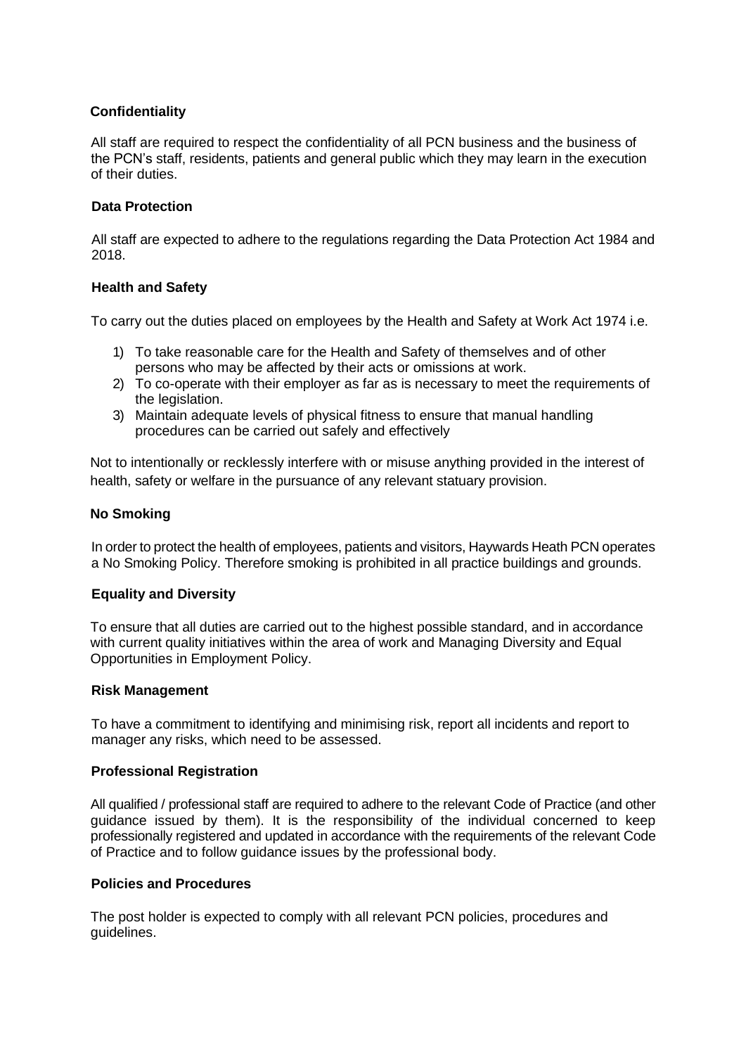**Confidentiality**

All staff are required to respect the confidentiality of all PCN business and the business of the PCN's staff, residents, patients and general public which they may learn in the execution of their duties.

**Data Protection**

All staff are expected to adhere to the regulations regarding the Data Protection Act 1984 and 2018.

**Health and Safety**

To carry out the duties placed on employees by the Health and Safety at Work Act 1974 i.e.

1) To take reasonable care for the Health and Safety of themselves and of other persons who may be affected by their acts or omissions at work.
2) To co-operate with their employer as far as is necessary to meet the requirements of the legislation.
3) Maintain adequate levels of physical fitness to ensure that manual handling procedures can be carried out safely and effectively

Not to intentionally or recklessly interfere with or misuse anything provided in the interest of health, safety or welfare in the pursuance of any relevant statuary provision.

**No Smoking**

In order to protect the health of employees, patients and visitors, Haywards Heath PCN operates a No Smoking Policy. Therefore smoking is prohibited in all practice buildings and grounds.

**Equality and Diversity**

To ensure that all duties are carried out to the highest possible standard, and in accordance with current quality initiatives within the area of work and Managing Diversity and Equal Opportunities in Employment Policy.

**Risk Management**

To have a commitment to identifying and minimising risk, report all incidents and report to manager any risks, which need to be assessed.

**Professional Registration**

All qualified / professional staff are required to adhere to the relevant Code of Practice (and other guidance issued by them). It is the responsibility of the individual concerned to keep professionally registered and updated in accordance with the requirements of the relevant Code of Practice and to follow guidance issues by the professional body.

**Policies and Procedures**

The post holder is expected to comply with all relevant PCN policies, procedures and guidelines.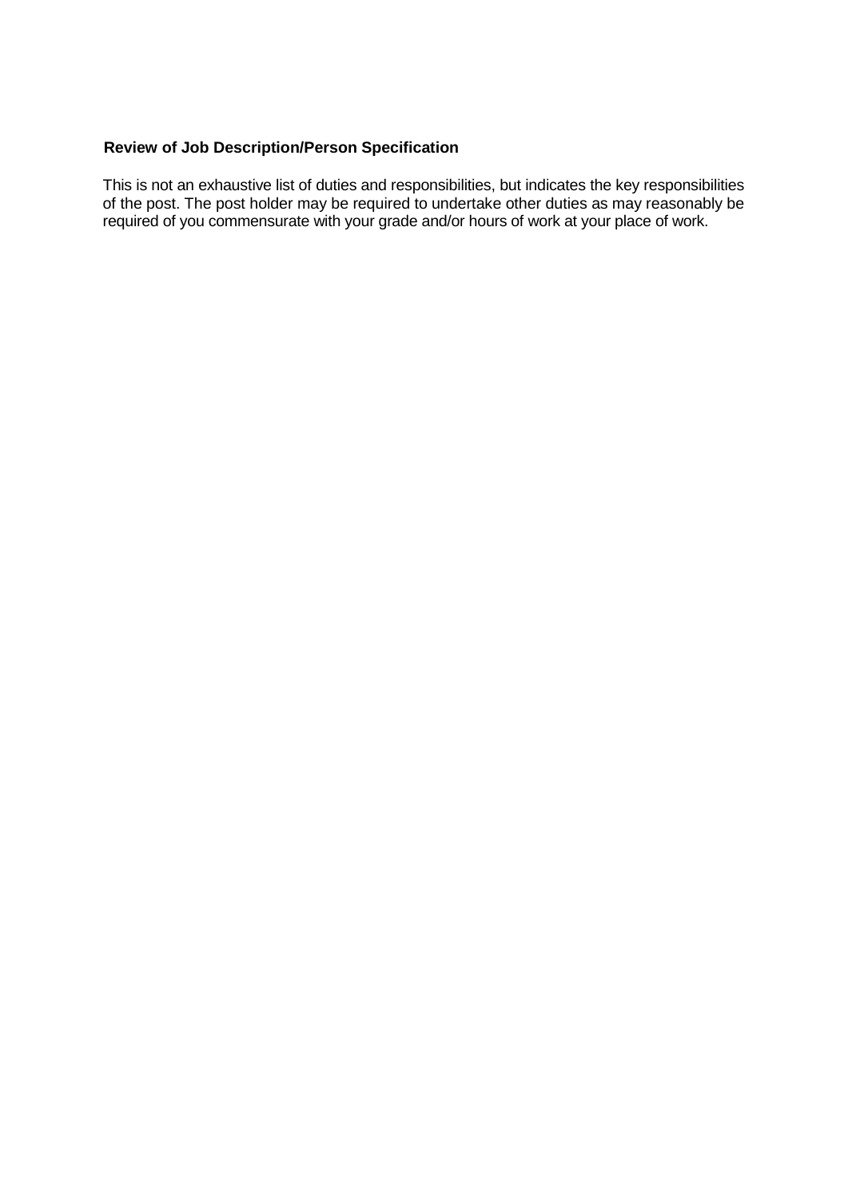**Review of Job Description/Person Specification**

This is not an exhaustive list of duties and responsibilities, but indicates the key responsibilities of the post. The post holder may be required to undertake other duties as may reasonably be required of you commensurate with your grade and/or hours of work at your place of work.